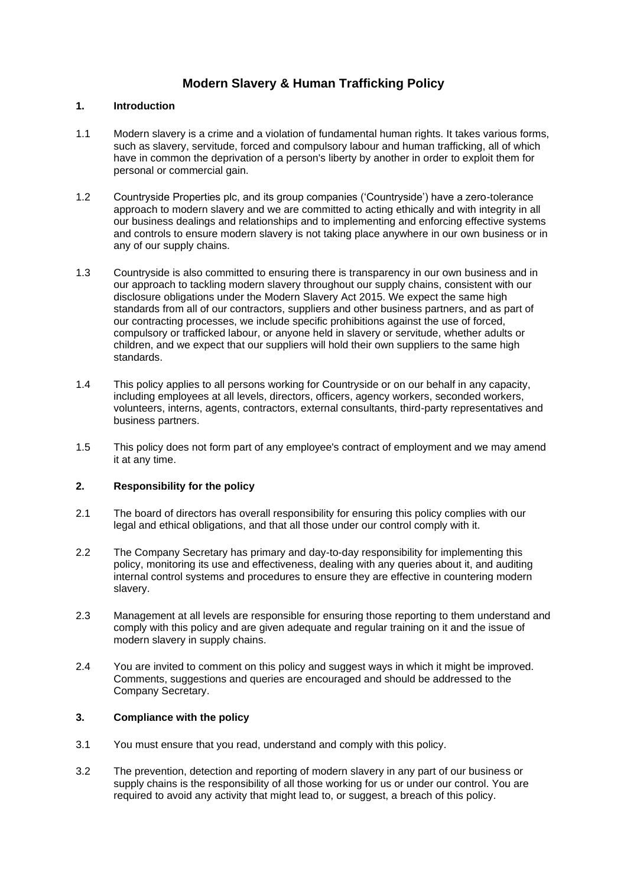# Modern Slavery & Human Trafficking Policy

## 1. Introduction

1.1 Modern slavery is a crime and a violation of fundamental human rights. It takes various forms, such as slavery, servitude, forced and compulsory labour and human trafficking, all of which have in common the deprivation of a person's liberty by another in order to exploit them for personal or commercial gain.

1.2 Countryside Properties plc, and its group companies ('Countryside') have a zero-tolerance approach to modern slavery and we are committed to acting ethically and with integrity in all our business dealings and relationships and to implementing and enforcing effective systems and controls to ensure modern slavery is not taking place anywhere in our own business or in any of our supply chains.

1.3 Countryside is also committed to ensuring there is transparency in our own business and in our approach to tackling modern slavery throughout our supply chains, consistent with our disclosure obligations under the Modern Slavery Act 2015. We expect the same high standards from all of our contractors, suppliers and other business partners, and as part of our contracting processes, we include specific prohibitions against the use of forced, compulsory or trafficked labour, or anyone held in slavery or servitude, whether adults or children, and we expect that our suppliers will hold their own suppliers to the same high standards.

1.4 This policy applies to all persons working for Countryside or on our behalf in any capacity, including employees at all levels, directors, officers, agency workers, seconded workers, volunteers, interns, agents, contractors, external consultants, third-party representatives and business partners.

1.5 This policy does not form part of any employee's contract of employment and we may amend it at any time.

## 2. Responsibility for the policy

2.1 The board of directors has overall responsibility for ensuring this policy complies with our legal and ethical obligations, and that all those under our control comply with it.

2.2 The Company Secretary has primary and day-to-day responsibility for implementing this policy, monitoring its use and effectiveness, dealing with any queries about it, and auditing internal control systems and procedures to ensure they are effective in countering modern slavery.

2.3 Management at all levels are responsible for ensuring those reporting to them understand and comply with this policy and are given adequate and regular training on it and the issue of modern slavery in supply chains.

2.4 You are invited to comment on this policy and suggest ways in which it might be improved. Comments, suggestions and queries are encouraged and should be addressed to the Company Secretary.

## 3. Compliance with the policy

3.1 You must ensure that you read, understand and comply with this policy.

3.2 The prevention, detection and reporting of modern slavery in any part of our business or supply chains is the responsibility of all those working for us or under our control. You are required to avoid any activity that might lead to, or suggest, a breach of this policy.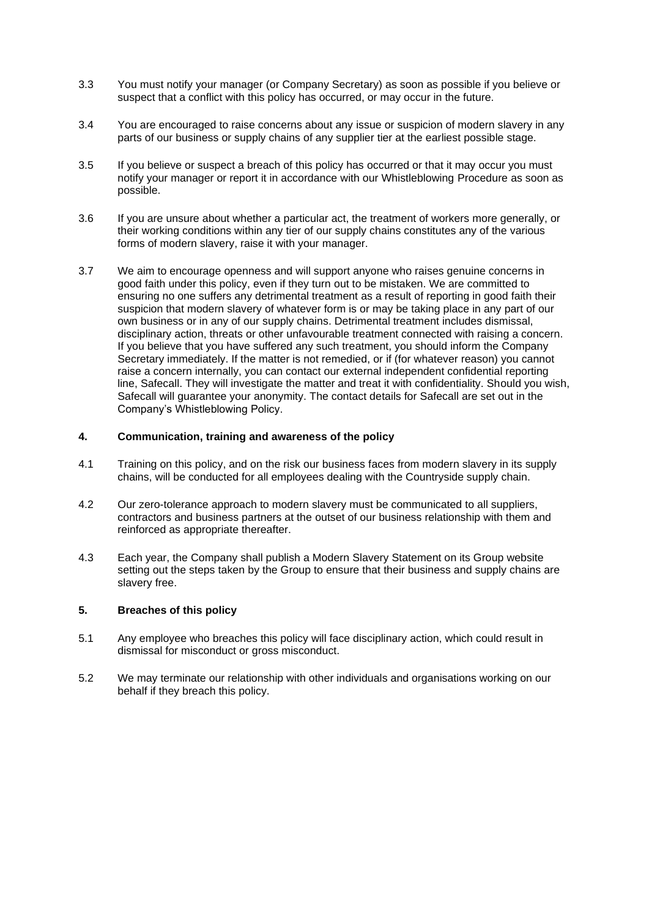3.3 You must notify your manager (or Company Secretary) as soon as possible if you believe or suspect that a conflict with this policy has occurred, or may occur in the future.

3.4 You are encouraged to raise concerns about any issue or suspicion of modern slavery in any parts of our business or supply chains of any supplier tier at the earliest possible stage.

3.5 If you believe or suspect a breach of this policy has occurred or that it may occur you must notify your manager or report it in accordance with our Whistleblowing Procedure as soon as possible.

3.6 If you are unsure about whether a particular act, the treatment of workers more generally, or their working conditions within any tier of our supply chains constitutes any of the various forms of modern slavery, raise it with your manager.

3.7 We aim to encourage openness and will support anyone who raises genuine concerns in good faith under this policy, even if they turn out to be mistaken. We are committed to ensuring no one suffers any detrimental treatment as a result of reporting in good faith their suspicion that modern slavery of whatever form is or may be taking place in any part of our own business or in any of our supply chains. Detrimental treatment includes dismissal, disciplinary action, threats or other unfavourable treatment connected with raising a concern. If you believe that you have suffered any such treatment, you should inform the Company Secretary immediately. If the matter is not remedied, or if (for whatever reason) you cannot raise a concern internally, you can contact our external independent confidential reporting line, Safecall. They will investigate the matter and treat it with confidentiality. Should you wish, Safecall will guarantee your anonymity. The contact details for Safecall are set out in the Company's Whistleblowing Policy.

## 4. Communication, training and awareness of the policy

4.1 Training on this policy, and on the risk our business faces from modern slavery in its supply chains, will be conducted for all employees dealing with the Countryside supply chain.

4.2 Our zero-tolerance approach to modern slavery must be communicated to all suppliers, contractors and business partners at the outset of our business relationship with them and reinforced as appropriate thereafter.

4.3 Each year, the Company shall publish a Modern Slavery Statement on its Group website setting out the steps taken by the Group to ensure that their business and supply chains are slavery free.

## 5. Breaches of this policy

5.1 Any employee who breaches this policy will face disciplinary action, which could result in dismissal for misconduct or gross misconduct.

5.2 We may terminate our relationship with other individuals and organisations working on our behalf if they breach this policy.